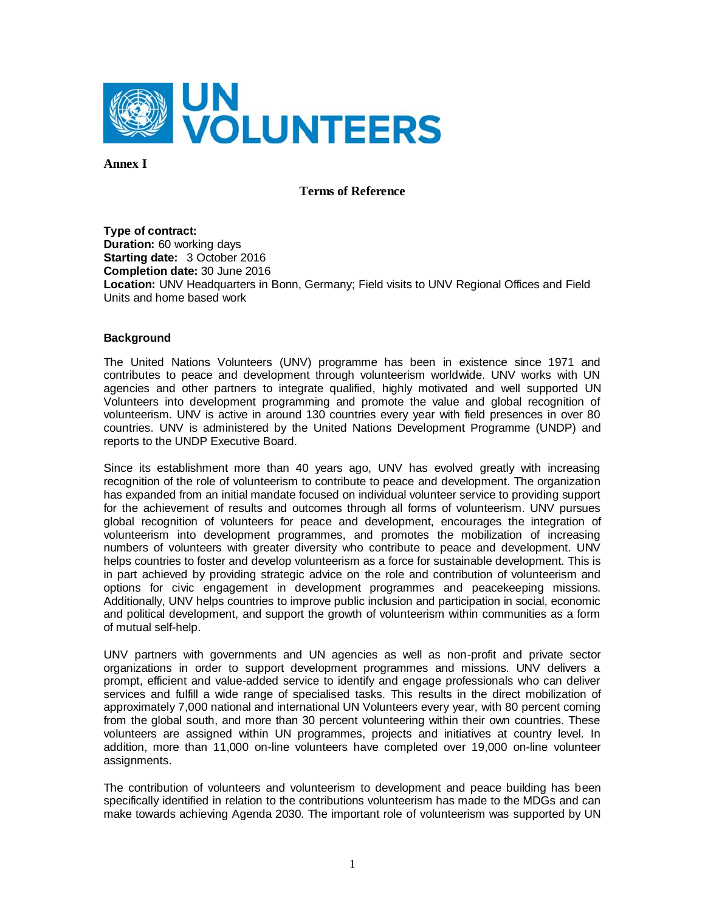UN VOLUNTEERS

**Annex I**

## Terms of Reference

**Type of contract:**
**Duration:** 60 working days
**Starting date:** 3 October 2016
**Completion date:** 30 June 2016
**Location:** UNV Headquarters in Bonn, Germany; Field visits to UNV Regional Offices and Field Units and home based work

### Background

The United Nations Volunteers (UNV) programme has been in existence since 1971 and contributes to peace and development through volunteerism worldwide. UNV works with UN agencies and other partners to integrate qualified, highly motivated and well supported UN Volunteers into development programming and promote the value and global recognition of volunteerism. UNV is active in around 130 countries every year with field presences in over 80 countries. UNV is administered by the United Nations Development Programme (UNDP) and reports to the UNDP Executive Board.

Since its establishment more than 40 years ago, UNV has evolved greatly with increasing recognition of the role of volunteerism to contribute to peace and development. The organization has expanded from an initial mandate focused on individual volunteer service to providing support for the achievement of results and outcomes through all forms of volunteerism. UNV pursues global recognition of volunteers for peace and development, encourages the integration of volunteerism into development programmes, and promotes the mobilization of increasing numbers of volunteers with greater diversity who contribute to peace and development. UNV helps countries to foster and develop volunteerism as a force for sustainable development. This is in part achieved by providing strategic advice on the role and contribution of volunteerism and options for civic engagement in development programmes and peacekeeping missions. Additionally, UNV helps countries to improve public inclusion and participation in social, economic and political development, and support the growth of volunteerism within communities as a form of mutual self-help.

UNV partners with governments and UN agencies as well as non-profit and private sector organizations in order to support development programmes and missions. UNV delivers a prompt, efficient and value-added service to identify and engage professionals who can deliver services and fulfill a wide range of specialised tasks. This results in the direct mobilization of approximately 7,000 national and international UN Volunteers every year, with 80 percent coming from the global south, and more than 30 percent volunteering within their own countries. These volunteers are assigned within UN programmes, projects and initiatives at country level. In addition, more than 11,000 on-line volunteers have completed over 19,000 on-line volunteer assignments.

The contribution of volunteers and volunteerism to development and peace building has been specifically identified in relation to the contributions volunteerism has made to the MDGs and can make towards achieving Agenda 2030. The important role of volunteerism was supported by UN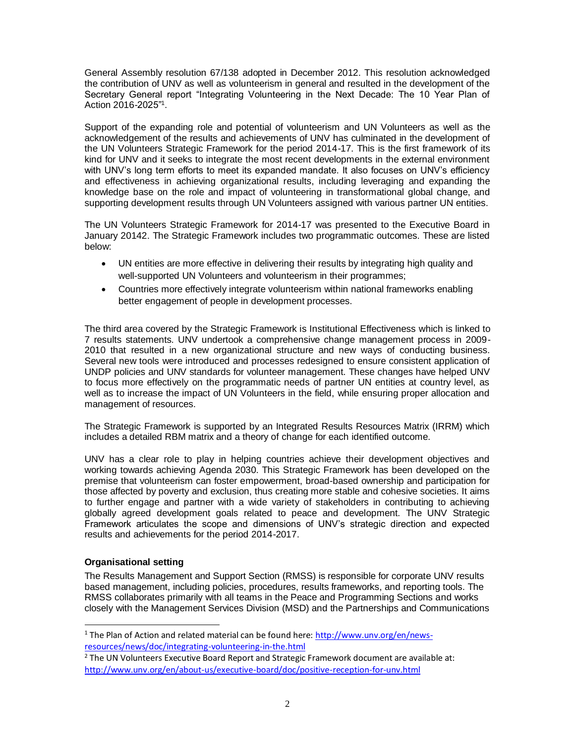General Assembly resolution 67/138 adopted in December 2012. This resolution acknowledged the contribution of UNV as well as volunteerism in general and resulted in the development of the Secretary General report "Integrating Volunteering in the Next Decade: The 10 Year Plan of Action 2016-2025"[1].

Support of the expanding role and potential of volunteerism and UN Volunteers as well as the acknowledgement of the results and achievements of UNV has culminated in the development of the UN Volunteers Strategic Framework for the period 2014-17. This is the first framework of its kind for UNV and it seeks to integrate the most recent developments in the external environment with UNV's long term efforts to meet its expanded mandate. It also focuses on UNV's efficiency and effectiveness in achieving organizational results, including leveraging and expanding the knowledge base on the role and impact of volunteering in transformational global change, and supporting development results through UN Volunteers assigned with various partner UN entities.

The UN Volunteers Strategic Framework for 2014-17 was presented to the Executive Board in January 2014[2]. The Strategic Framework includes two programmatic outcomes. These are listed below:

- UN entities are more effective in delivering their results by integrating high quality and well-supported UN Volunteers and volunteerism in their programmes;
- Countries more effectively integrate volunteerism within national frameworks enabling better engagement of people in development processes.

The third area covered by the Strategic Framework is Institutional Effectiveness which is linked to 7 results statements. UNV undertook a comprehensive change management process in 2009-2010 that resulted in a new organizational structure and new ways of conducting business. Several new tools were introduced and processes redesigned to ensure consistent application of UNDP policies and UNV standards for volunteer management. These changes have helped UNV to focus more effectively on the programmatic needs of partner UN entities at country level, as well as to increase the impact of UN Volunteers in the field, while ensuring proper allocation and management of resources.

The Strategic Framework is supported by an Integrated Results Resources Matrix (IRRM) which includes a detailed RBM matrix and a theory of change for each identified outcome.

UNV has a clear role to play in helping countries achieve their development objectives and working towards achieving Agenda 2030. This Strategic Framework has been developed on the premise that volunteerism can foster empowerment, broad-based ownership and participation for those affected by poverty and exclusion, thus creating more stable and cohesive societies. It aims to further engage and partner with a wide variety of stakeholders in contributing to achieving globally agreed development goals related to peace and development. The UNV Strategic Framework articulates the scope and dimensions of UNV's strategic direction and expected results and achievements for the period 2014-2017.

**Organisational setting**

The Results Management and Support Section (RMSS) is responsible for corporate UNV results based management, including policies, procedures, results frameworks, and reporting tools. The RMSS collaborates primarily with all teams in the Peace and Programming Sections and works closely with the Management Services Division (MSD) and the Partnerships and Communications

[1] The Plan of Action and related material can be found here: http://www.unv.org/en/news-resources/news/doc/integrating-volunteering-in-the.html

[2] The UN Volunteers Executive Board Report and Strategic Framework document are available at: http://www.unv.org/en/about-us/executive-board/doc/positive-reception-for-unv.html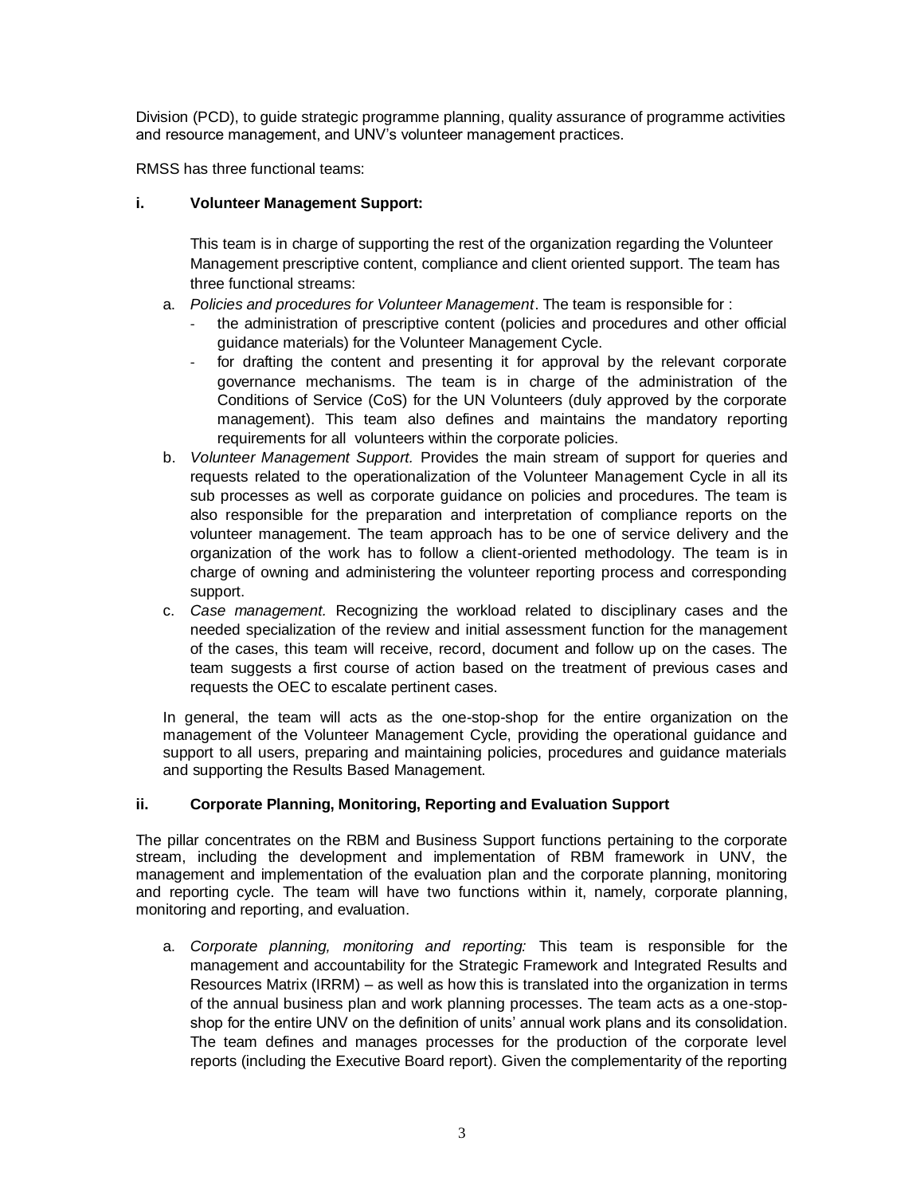Division (PCD), to guide strategic programme planning, quality assurance of programme activities and resource management, and UNV's volunteer management practices.

RMSS has three functional teams:

**i. Volunteer Management Support:**

This team is in charge of supporting the rest of the organization regarding the Volunteer Management prescriptive content, compliance and client oriented support. The team has three functional streams:

a. *Policies and procedures for Volunteer Management*. The team is responsible for :
   - the administration of prescriptive content (policies and procedures and other official guidance materials) for the Volunteer Management Cycle.
   - for drafting the content and presenting it for approval by the relevant corporate governance mechanisms. The team is in charge of the administration of the Conditions of Service (CoS) for the UN Volunteers (duly approved by the corporate management). This team also defines and maintains the mandatory reporting requirements for all volunteers within the corporate policies.
b. *Volunteer Management Support.* Provides the main stream of support for queries and requests related to the operationalization of the Volunteer Management Cycle in all its sub processes as well as corporate guidance on policies and procedures. The team is also responsible for the preparation and interpretation of compliance reports on the volunteer management. The team approach has to be one of service delivery and the organization of the work has to follow a client-oriented methodology. The team is in charge of owning and administering the volunteer reporting process and corresponding support.
c. *Case management.* Recognizing the workload related to disciplinary cases and the needed specialization of the review and initial assessment function for the management of the cases, this team will receive, record, document and follow up on the cases. The team suggests a first course of action based on the treatment of previous cases and requests the OEC to escalate pertinent cases.

In general, the team will acts as the one-stop-shop for the entire organization on the management of the Volunteer Management Cycle, providing the operational guidance and support to all users, preparing and maintaining policies, procedures and guidance materials and supporting the Results Based Management.

**ii. Corporate Planning, Monitoring, Reporting and Evaluation Support**

The pillar concentrates on the RBM and Business Support functions pertaining to the corporate stream, including the development and implementation of RBM framework in UNV, the management and implementation of the evaluation plan and the corporate planning, monitoring and reporting cycle. The team will have two functions within it, namely, corporate planning, monitoring and reporting, and evaluation.

a. *Corporate planning, monitoring and reporting:* This team is responsible for the management and accountability for the Strategic Framework and Integrated Results and Resources Matrix (IRRM) – as well as how this is translated into the organization in terms of the annual business plan and work planning processes. The team acts as a one-stop-shop for the entire UNV on the definition of units' annual work plans and its consolidation. The team defines and manages processes for the production of the corporate level reports (including the Executive Board report). Given the complementarity of the reporting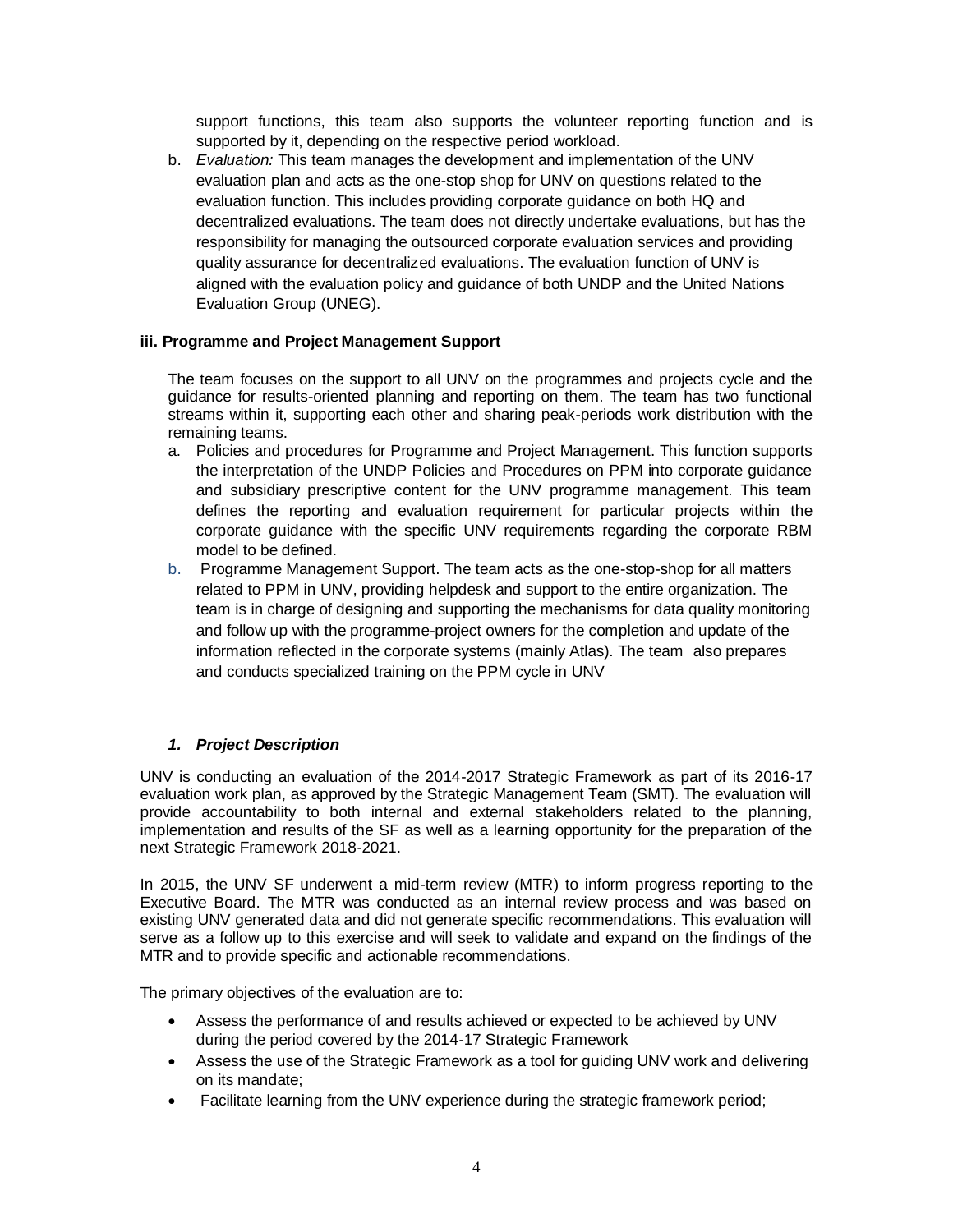support functions, this team also supports the volunteer reporting function and is supported by it, depending on the respective period workload.

b. *Evaluation:* This team manages the development and implementation of the UNV evaluation plan and acts as the one-stop shop for UNV on questions related to the evaluation function. This includes providing corporate guidance on both HQ and decentralized evaluations. The team does not directly undertake evaluations, but has the responsibility for managing the outsourced corporate evaluation services and providing quality assurance for decentralized evaluations. The evaluation function of UNV is aligned with the evaluation policy and guidance of both UNDP and the United Nations Evaluation Group (UNEG).

**iii. Programme and Project Management Support**

The team focuses on the support to all UNV on the programmes and projects cycle and the guidance for results-oriented planning and reporting on them. The team has two functional streams within it, supporting each other and sharing peak-periods work distribution with the remaining teams.

a. Policies and procedures for Programme and Project Management. This function supports the interpretation of the UNDP Policies and Procedures on PPM into corporate guidance and subsidiary prescriptive content for the UNV programme management. This team defines the reporting and evaluation requirement for particular projects within the corporate guidance with the specific UNV requirements regarding the corporate RBM model to be defined.
b. Programme Management Support. The team acts as the one-stop-shop for all matters related to PPM in UNV, providing helpdesk and support to the entire organization. The team is in charge of designing and supporting the mechanisms for data quality monitoring and follow up with the programme-project owners for the completion and update of the information reflected in the corporate systems (mainly Atlas). The team also prepares and conducts specialized training on the PPM cycle in UNV

### *1. Project Description*

UNV is conducting an evaluation of the 2014-2017 Strategic Framework as part of its 2016-17 evaluation work plan, as approved by the Strategic Management Team (SMT). The evaluation will provide accountability to both internal and external stakeholders related to the planning, implementation and results of the SF as well as a learning opportunity for the preparation of the next Strategic Framework 2018-2021.

In 2015, the UNV SF underwent a mid-term review (MTR) to inform progress reporting to the Executive Board. The MTR was conducted as an internal review process and was based on existing UNV generated data and did not generate specific recommendations. This evaluation will serve as a follow up to this exercise and will seek to validate and expand on the findings of the MTR and to provide specific and actionable recommendations.

The primary objectives of the evaluation are to:

- Assess the performance of and results achieved or expected to be achieved by UNV during the period covered by the 2014-17 Strategic Framework
- Assess the use of the Strategic Framework as a tool for guiding UNV work and delivering on its mandate;
- Facilitate learning from the UNV experience during the strategic framework period;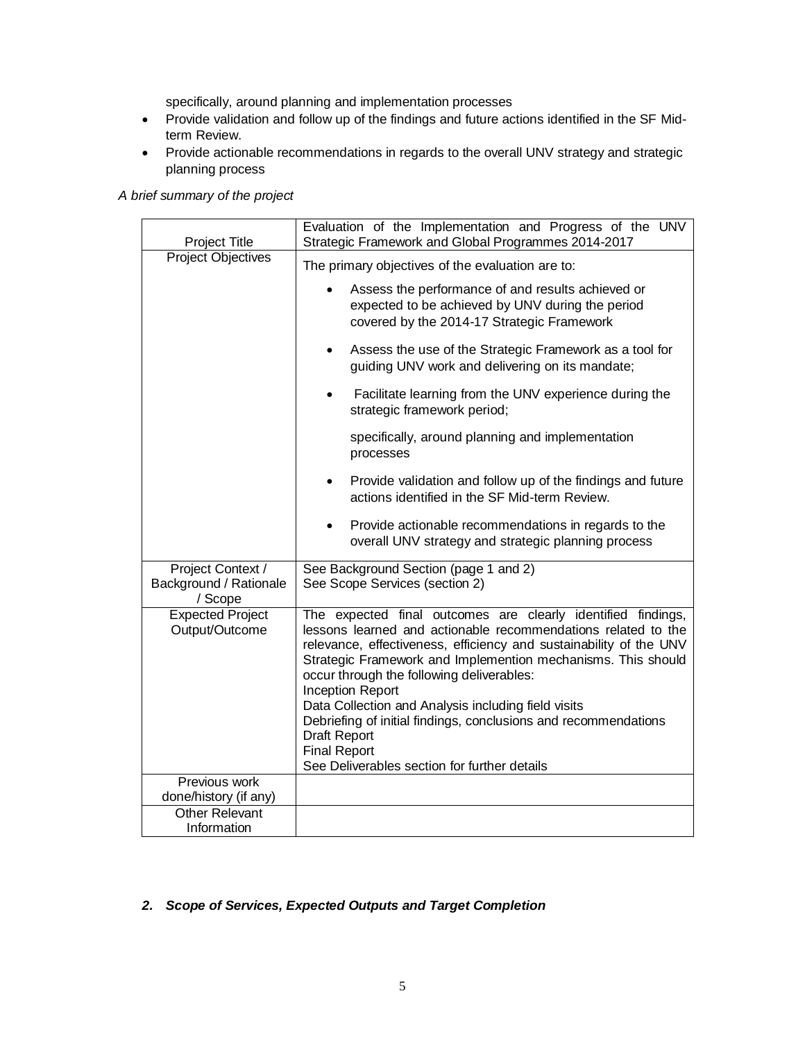specifically, around planning and implementation processes

- Provide validation and follow up of the findings and future actions identified in the SF Mid-term Review.
- Provide actionable recommendations in regards to the overall UNV strategy and strategic planning process

*A brief summary of the project*

| Project Title | Evaluation of the Implementation and Progress of the UNV Strategic Framework and Global Programmes 2014-2017 |
|---|---|
| Project Objectives | The primary objectives of the evaluation are to:<br>• Assess the performance of and results achieved or expected to be achieved by UNV during the period covered by the 2014-17 Strategic Framework<br>• Assess the use of the Strategic Framework as a tool for guiding UNV work and delivering on its mandate;<br>• Facilitate learning from the UNV experience during the strategic framework period;<br>specifically, around planning and implementation processes<br>• Provide validation and follow up of the findings and future actions identified in the SF Mid-term Review.<br>• Provide actionable recommendations in regards to the overall UNV strategy and strategic planning process |
| Project Context / Background / Rationale / Scope | See Background Section (page 1 and 2)<br>See Scope Services (section 2) |
| Expected Project Output/Outcome | The expected final outcomes are clearly identified findings, lessons learned and actionable recommendations related to the relevance, effectiveness, efficiency and sustainability of the UNV Strategic Framework and Implemention mechanisms. This should occur through the following deliverables:<br>Inception Report<br>Data Collection and Analysis including field visits<br>Debriefing of initial findings, conclusions and recommendations<br>Draft Report<br>Final Report<br>See Deliverables section for further details |
| Previous work done/history (if any) | |
| Other Relevant Information | |

## *2. Scope of Services, Expected Outputs and Target Completion*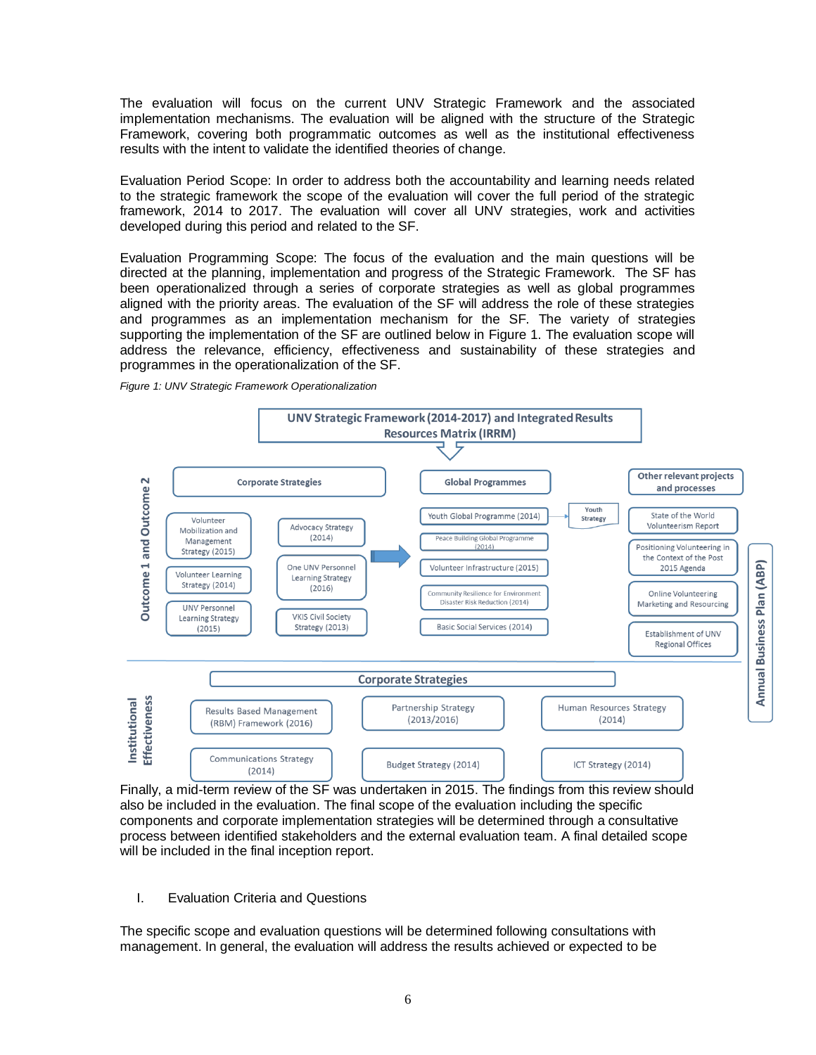The evaluation will focus on the current UNV Strategic Framework and the associated implementation mechanisms. The evaluation will be aligned with the structure of the Strategic Framework, covering both programmatic outcomes as well as the institutional effectiveness results with the intent to validate the identified theories of change.

Evaluation Period Scope: In order to address both the accountability and learning needs related to the strategic framework the scope of the evaluation will cover the full period of the strategic framework, 2014 to 2017. The evaluation will cover all UNV strategies, work and activities developed during this period and related to the SF.

Evaluation Programming Scope: The focus of the evaluation and the main questions will be directed at the planning, implementation and progress of the Strategic Framework. The SF has been operationalized through a series of corporate strategies as well as global programmes aligned with the priority areas. The evaluation of the SF will address the role of these strategies and programmes as an implementation mechanism for the SF. The variety of strategies supporting the implementation of the SF are outlined below in Figure 1. The evaluation scope will address the relevance, efficiency, effectiveness and sustainability of these strategies and programmes in the operationalization of the SF.

*Figure 1: UNV Strategic Framework Operationalization*

**UNV Strategic Framework (2014-2017) and Integrated Results Resources Matrix (IRRM)**

**Outcome 1 and Outcome 2**

| Corporate Strategies | | Global Programmes | Other relevant projects and processes |
|---|---|---|---|
| Volunteer Mobilization and Management Strategy (2015) | Advocacy Strategy (2014) | Youth Global Programme (2014) → Youth Strategy | State of the World Volunteerism Report |
| Volunteer Learning Strategy (2014) | One UNV Personnel Learning Strategy (2016) | Peace Building Global Programme (2014) | Positioning Volunteering in the Context of the Post 2015 Agenda |
| UNV Personnel Learning Strategy (2015) | VKIS Civil Society Strategy (2013) | Volunteer Infrastructure (2015) | Online Volunteering Marketing and Resourcing |
| | | Community Resilience for Environment Disaster Risk Reduction (2014) | Establishment of UNV Regional Offices |
| | | Basic Social Services (2014) | |

**Institutional Effectiveness**

| Corporate Strategies | | |
|---|---|---|
| Results Based Management (RBM) Framework (2016) | Partnership Strategy (2013/2016) | Human Resources Strategy (2014) |
| Communications Strategy (2014) | Budget Strategy (2014) | ICT Strategy (2014) |

**Annual Business Plan (ABP)**

Finally, a mid-term review of the SF was undertaken in 2015. The findings from this review should also be included in the evaluation. The final scope of the evaluation including the specific components and corporate implementation strategies will be determined through a consultative process between identified stakeholders and the external evaluation team. A final detailed scope will be included in the final inception report.

## I. Evaluation Criteria and Questions

The specific scope and evaluation questions will be determined following consultations with management. In general, the evaluation will address the results achieved or expected to be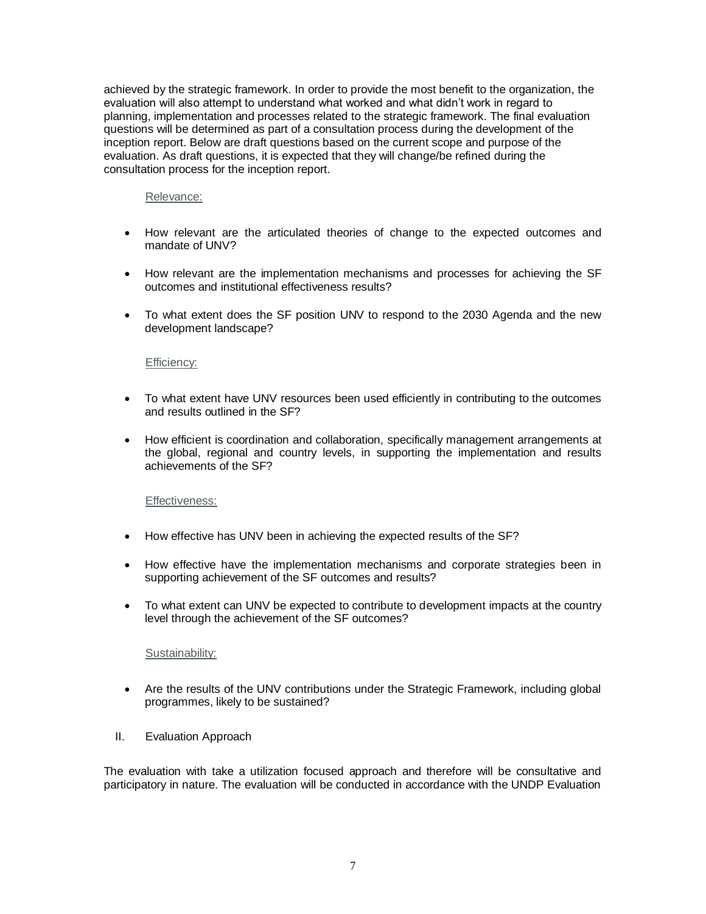achieved by the strategic framework. In order to provide the most benefit to the organization, the evaluation will also attempt to understand what worked and what didn't work in regard to planning, implementation and processes related to the strategic framework. The final evaluation questions will be determined as part of a consultation process during the development of the inception report. Below are draft questions based on the current scope and purpose of the evaluation. As draft questions, it is expected that they will change/be refined during the consultation process for the inception report.

Relevance:

- How relevant are the articulated theories of change to the expected outcomes and mandate of UNV?
- How relevant are the implementation mechanisms and processes for achieving the SF outcomes and institutional effectiveness results?
- To what extent does the SF position UNV to respond to the 2030 Agenda and the new development landscape?

Efficiency:

- To what extent have UNV resources been used efficiently in contributing to the outcomes and results outlined in the SF?
- How efficient is coordination and collaboration, specifically management arrangements at the global, regional and country levels, in supporting the implementation and results achievements of the SF?

Effectiveness:

- How effective has UNV been in achieving the expected results of the SF?
- How effective have the implementation mechanisms and corporate strategies been in supporting achievement of the SF outcomes and results?
- To what extent can UNV be expected to contribute to development impacts at the country level through the achievement of the SF outcomes?

Sustainability:

- Are the results of the UNV contributions under the Strategic Framework, including global programmes, likely to be sustained?

## II. Evaluation Approach

The evaluation with take a utilization focused approach and therefore will be consultative and participatory in nature. The evaluation will be conducted in accordance with the UNDP Evaluation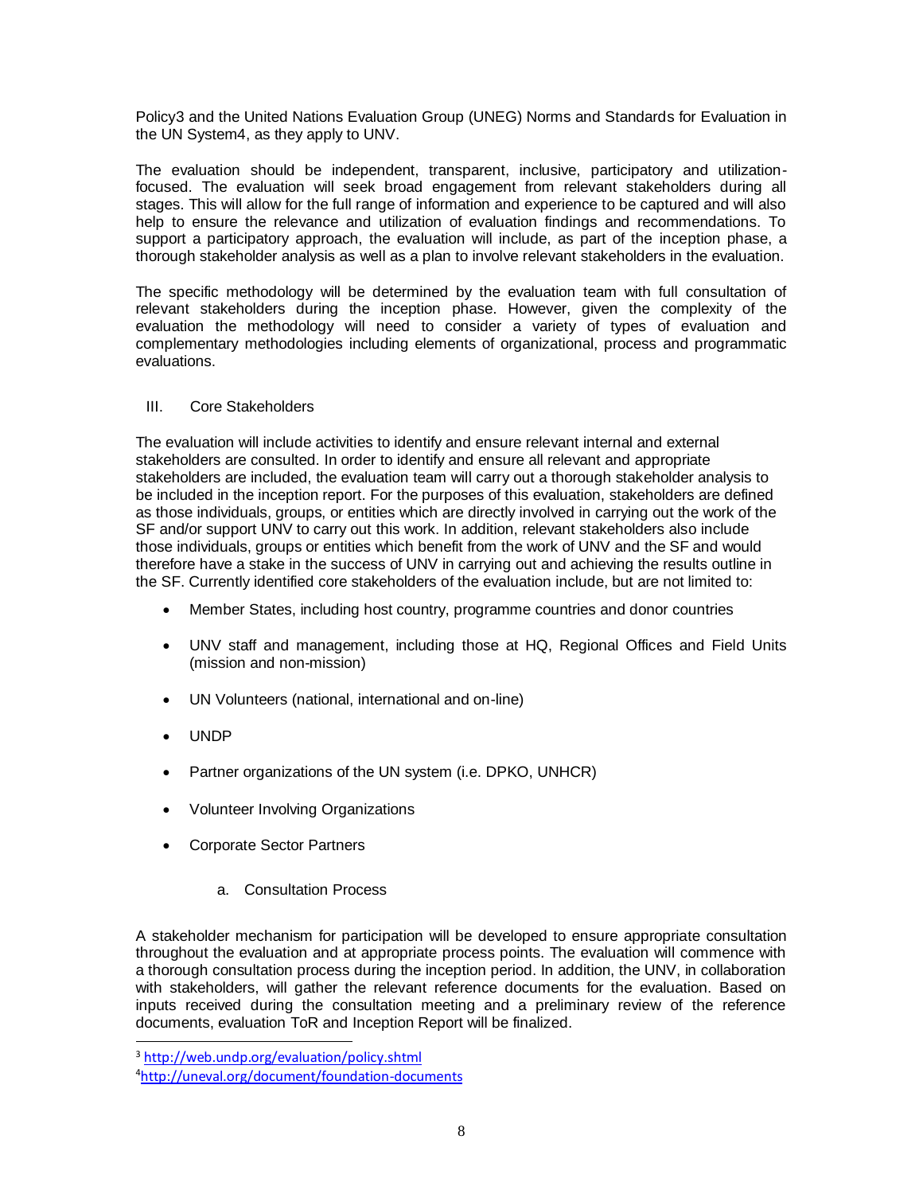Policy[3] and the United Nations Evaluation Group (UNEG) Norms and Standards for Evaluation in the UN System[4], as they apply to UNV.

The evaluation should be independent, transparent, inclusive, participatory and utilization-focused. The evaluation will seek broad engagement from relevant stakeholders during all stages. This will allow for the full range of information and experience to be captured and will also help to ensure the relevance and utilization of evaluation findings and recommendations. To support a participatory approach, the evaluation will include, as part of the inception phase, a thorough stakeholder analysis as well as a plan to involve relevant stakeholders in the evaluation.

The specific methodology will be determined by the evaluation team with full consultation of relevant stakeholders during the inception phase. However, given the complexity of the evaluation the methodology will need to consider a variety of types of evaluation and complementary methodologies including elements of organizational, process and programmatic evaluations.

## III. Core Stakeholders

The evaluation will include activities to identify and ensure relevant internal and external stakeholders are consulted. In order to identify and ensure all relevant and appropriate stakeholders are included, the evaluation team will carry out a thorough stakeholder analysis to be included in the inception report. For the purposes of this evaluation, stakeholders are defined as those individuals, groups, or entities which are directly involved in carrying out the work of the SF and/or support UNV to carry out this work. In addition, relevant stakeholders also include those individuals, groups or entities which benefit from the work of UNV and the SF and would therefore have a stake in the success of UNV in carrying out and achieving the results outline in the SF. Currently identified core stakeholders of the evaluation include, but are not limited to:

- Member States, including host country, programme countries and donor countries
- UNV staff and management, including those at HQ, Regional Offices and Field Units (mission and non-mission)
- UN Volunteers (national, international and on-line)
- UNDP
- Partner organizations of the UN system (i.e. DPKO, UNHCR)
- Volunteer Involving Organizations
- Corporate Sector Partners

### a. Consultation Process

A stakeholder mechanism for participation will be developed to ensure appropriate consultation throughout the evaluation and at appropriate process points. The evaluation will commence with a thorough consultation process during the inception period. In addition, the UNV, in collaboration with stakeholders, will gather the relevant reference documents for the evaluation. Based on inputs received during the consultation meeting and a preliminary review of the reference documents, evaluation ToR and Inception Report will be finalized.

---

[3] http://web.undp.org/evaluation/policy.shtml

[4] http://uneval.org/document/foundation-documents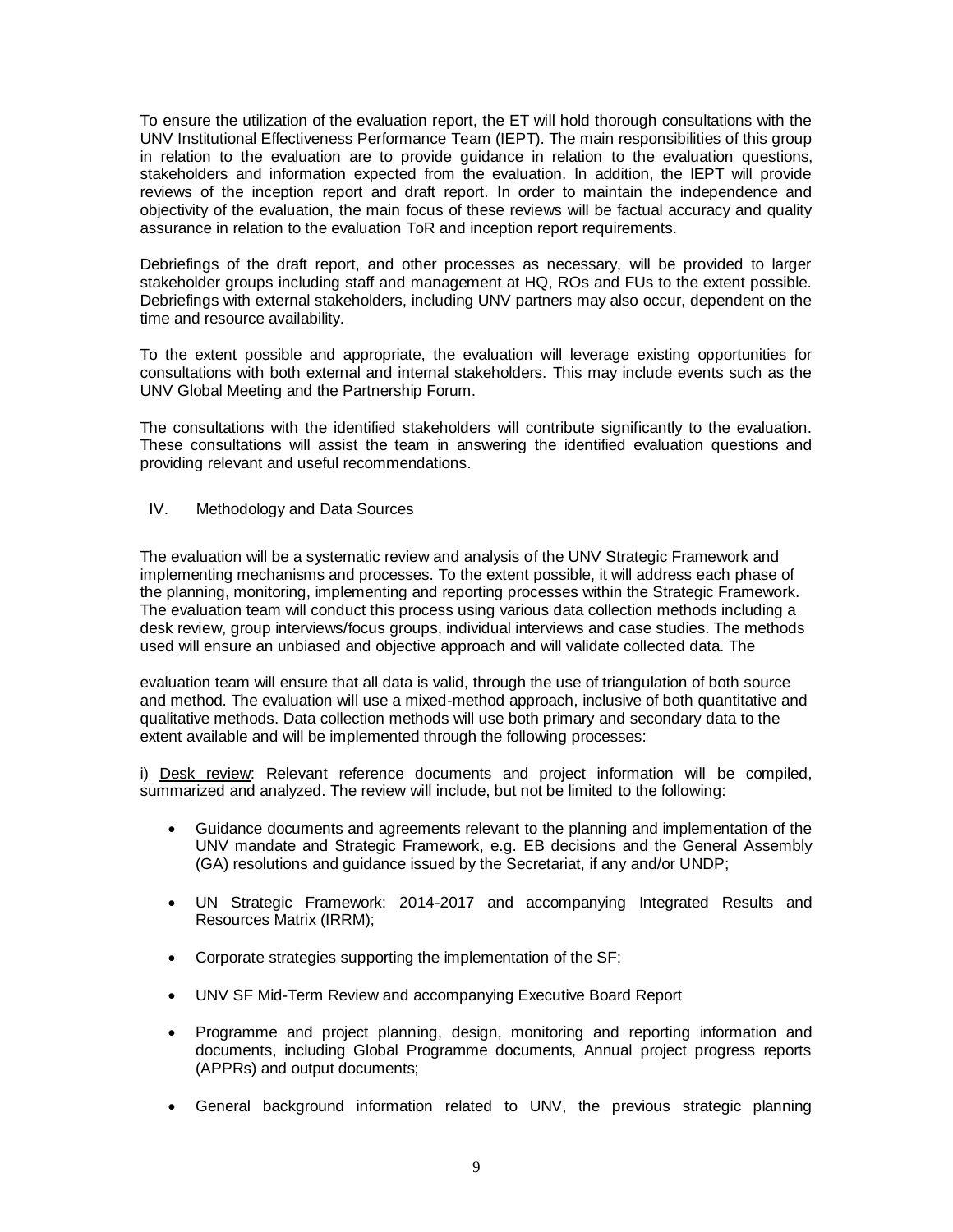To ensure the utilization of the evaluation report, the ET will hold thorough consultations with the UNV Institutional Effectiveness Performance Team (IEPT). The main responsibilities of this group in relation to the evaluation are to provide guidance in relation to the evaluation questions, stakeholders and information expected from the evaluation. In addition, the IEPT will provide reviews of the inception report and draft report. In order to maintain the independence and objectivity of the evaluation, the main focus of these reviews will be factual accuracy and quality assurance in relation to the evaluation ToR and inception report requirements.

Debriefings of the draft report, and other processes as necessary, will be provided to larger stakeholder groups including staff and management at HQ, ROs and FUs to the extent possible. Debriefings with external stakeholders, including UNV partners may also occur, dependent on the time and resource availability.

To the extent possible and appropriate, the evaluation will leverage existing opportunities for consultations with both external and internal stakeholders. This may include events such as the UNV Global Meeting and the Partnership Forum.

The consultations with the identified stakeholders will contribute significantly to the evaluation. These consultations will assist the team in answering the identified evaluation questions and providing relevant and useful recommendations.

## IV. Methodology and Data Sources

The evaluation will be a systematic review and analysis of the UNV Strategic Framework and implementing mechanisms and processes. To the extent possible, it will address each phase of the planning, monitoring, implementing and reporting processes within the Strategic Framework. The evaluation team will conduct this process using various data collection methods including a desk review, group interviews/focus groups, individual interviews and case studies. The methods used will ensure an unbiased and objective approach and will validate collected data. The evaluation team will ensure that all data is valid, through the use of triangulation of both source and method. The evaluation will use a mixed-method approach, inclusive of both quantitative and qualitative methods. Data collection methods will use both primary and secondary data to the extent available and will be implemented through the following processes:

i) Desk review: Relevant reference documents and project information will be compiled, summarized and analyzed. The review will include, but not be limited to the following:

- Guidance documents and agreements relevant to the planning and implementation of the UNV mandate and Strategic Framework, e.g. EB decisions and the General Assembly (GA) resolutions and guidance issued by the Secretariat, if any and/or UNDP;
- UN Strategic Framework: 2014-2017 and accompanying Integrated Results and Resources Matrix (IRRM);
- Corporate strategies supporting the implementation of the SF;
- UNV SF Mid-Term Review and accompanying Executive Board Report
- Programme and project planning, design, monitoring and reporting information and documents, including Global Programme documents, Annual project progress reports (APPRs) and output documents;
- General background information related to UNV, the previous strategic planning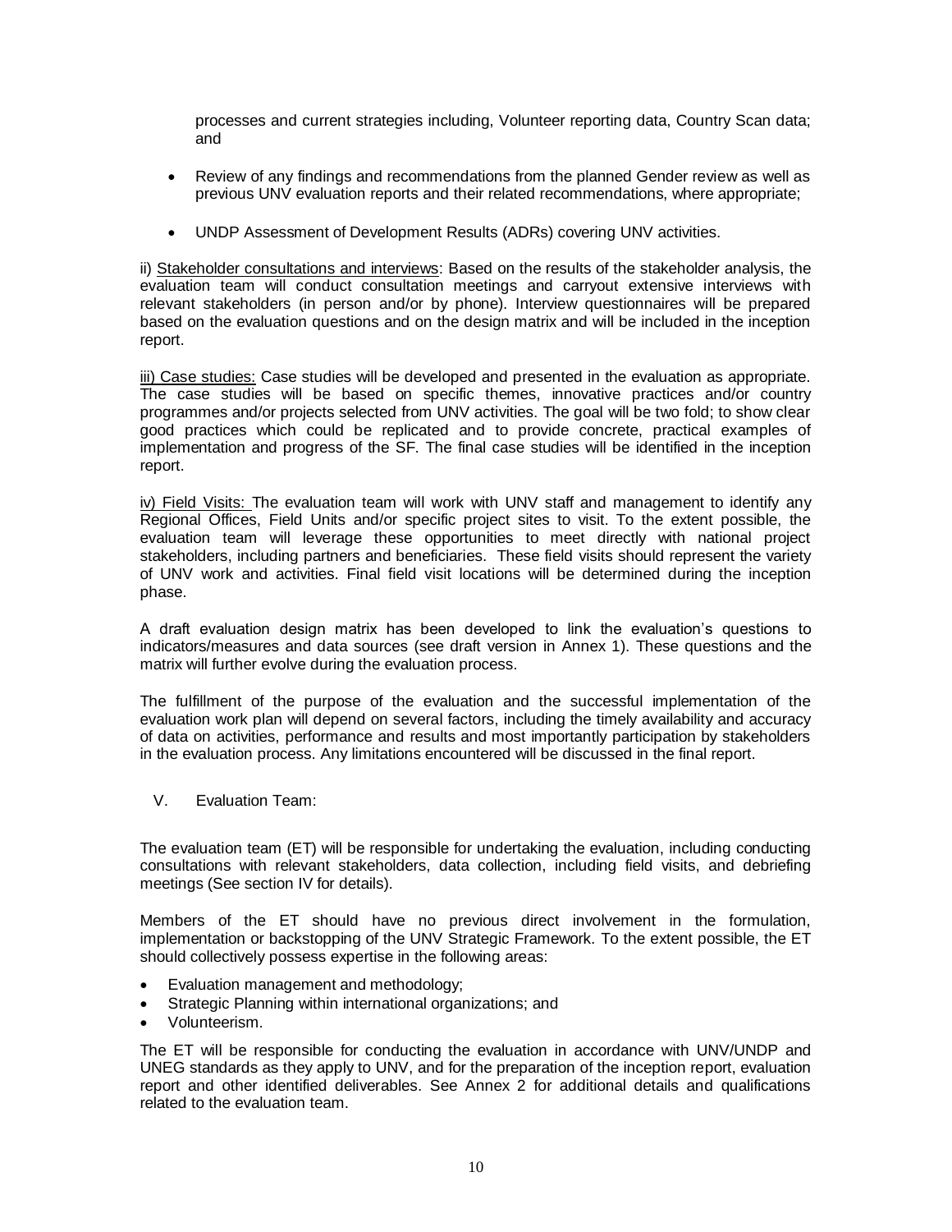processes and current strategies including, Volunteer reporting data, Country Scan data; and

- Review of any findings and recommendations from the planned Gender review as well as previous UNV evaluation reports and their related recommendations, where appropriate;
- UNDP Assessment of Development Results (ADRs) covering UNV activities.

ii) Stakeholder consultations and interviews: Based on the results of the stakeholder analysis, the evaluation team will conduct consultation meetings and carryout extensive interviews with relevant stakeholders (in person and/or by phone). Interview questionnaires will be prepared based on the evaluation questions and on the design matrix and will be included in the inception report.

iii) Case studies: Case studies will be developed and presented in the evaluation as appropriate. The case studies will be based on specific themes, innovative practices and/or country programmes and/or projects selected from UNV activities. The goal will be two fold; to show clear good practices which could be replicated and to provide concrete, practical examples of implementation and progress of the SF. The final case studies will be identified in the inception report.

iv) Field Visits: The evaluation team will work with UNV staff and management to identify any Regional Offices, Field Units and/or specific project sites to visit. To the extent possible, the evaluation team will leverage these opportunities to meet directly with national project stakeholders, including partners and beneficiaries. These field visits should represent the variety of UNV work and activities. Final field visit locations will be determined during the inception phase.

A draft evaluation design matrix has been developed to link the evaluation's questions to indicators/measures and data sources (see draft version in Annex 1). These questions and the matrix will further evolve during the evaluation process.

The fulfillment of the purpose of the evaluation and the successful implementation of the evaluation work plan will depend on several factors, including the timely availability and accuracy of data on activities, performance and results and most importantly participation by stakeholders in the evaluation process. Any limitations encountered will be discussed in the final report.

## V. Evaluation Team:

The evaluation team (ET) will be responsible for undertaking the evaluation, including conducting consultations with relevant stakeholders, data collection, including field visits, and debriefing meetings (See section IV for details).

Members of the ET should have no previous direct involvement in the formulation, implementation or backstopping of the UNV Strategic Framework. To the extent possible, the ET should collectively possess expertise in the following areas:

- Evaluation management and methodology;
- Strategic Planning within international organizations; and
- Volunteerism.

The ET will be responsible for conducting the evaluation in accordance with UNV/UNDP and UNEG standards as they apply to UNV, and for the preparation of the inception report, evaluation report and other identified deliverables. See Annex 2 for additional details and qualifications related to the evaluation team.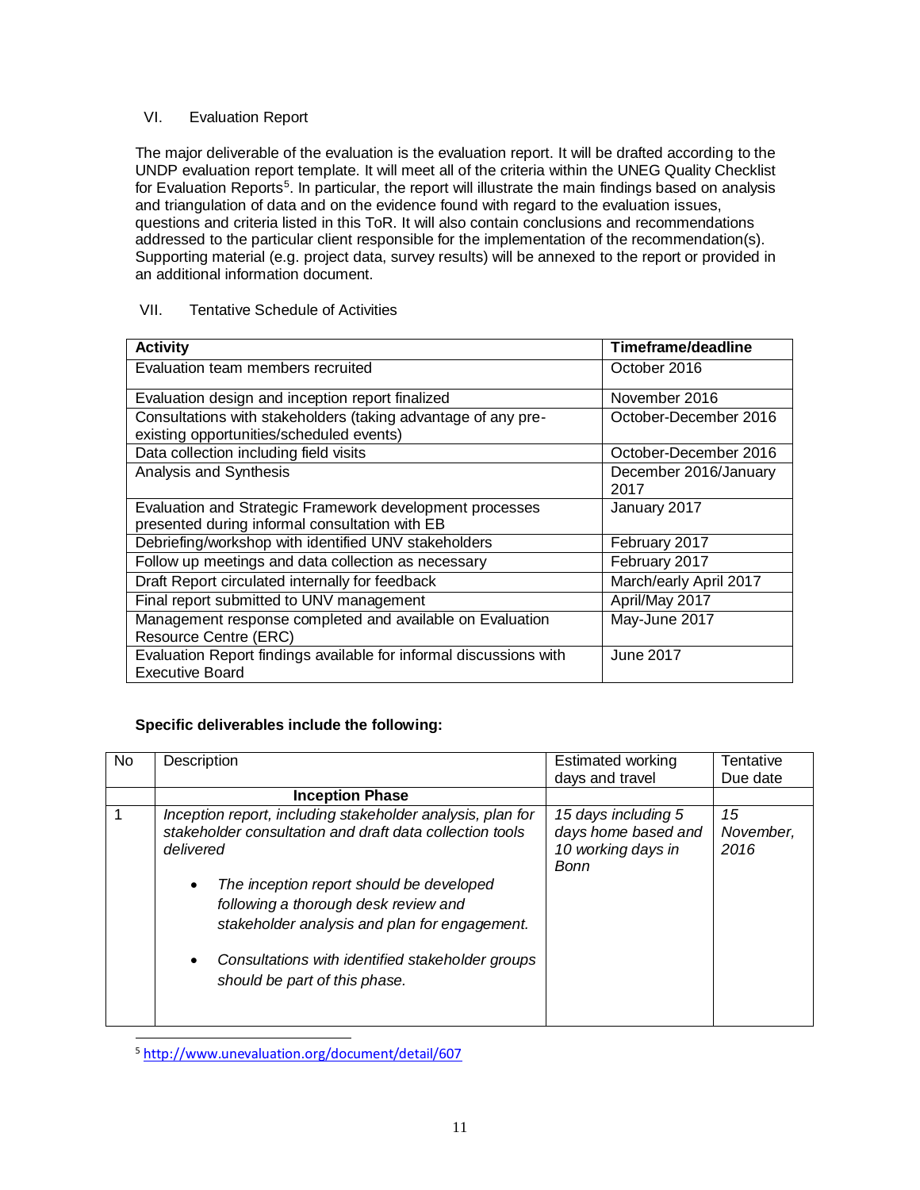## VI. Evaluation Report

The major deliverable of the evaluation is the evaluation report. It will be drafted according to the UNDP evaluation report template. It will meet all of the criteria within the UNEG Quality Checklist for Evaluation Reports[5]. In particular, the report will illustrate the main findings based on analysis and triangulation of data and on the evidence found with regard to the evaluation issues, questions and criteria listed in this ToR. It will also contain conclusions and recommendations addressed to the particular client responsible for the implementation of the recommendation(s). Supporting material (e.g. project data, survey results) will be annexed to the report or provided in an additional information document.

## VII. Tentative Schedule of Activities

| Activity | Timeframe/deadline |
|---|---|
| Evaluation team members recruited | October 2016 |
| Evaluation design and inception report finalized | November 2016 |
| Consultations with stakeholders (taking advantage of any pre-existing opportunities/scheduled events) | October-December 2016 |
| Data collection including field visits | October-December 2016 |
| Analysis and Synthesis | December 2016/January 2017 |
| Evaluation and Strategic Framework development processes presented during informal consultation with EB | January 2017 |
| Debriefing/workshop with identified UNV stakeholders | February 2017 |
| Follow up meetings and data collection as necessary | February 2017 |
| Draft Report circulated internally for feedback | March/early April 2017 |
| Final report submitted to UNV management | April/May 2017 |
| Management response completed and available on Evaluation Resource Centre (ERC) | May-June 2017 |
| Evaluation Report findings available for informal discussions with Executive Board | June 2017 |

**Specific deliverables include the following:**

| No | Description | Estimated working days and travel | Tentative Due date |
|---|---|---|---|
| | **Inception Phase** | | |
| 1 | *Inception report, including stakeholder analysis, plan for stakeholder consultation and draft data collection tools delivered*<br>• *The inception report should be developed following a thorough desk review and stakeholder analysis and plan for engagement.*<br>• *Consultations with identified stakeholder groups should be part of this phase.* | *15 days including 5 days home based and 10 working days in Bonn* | *15 November, 2016* |

[5] http://www.unevaluation.org/document/detail/607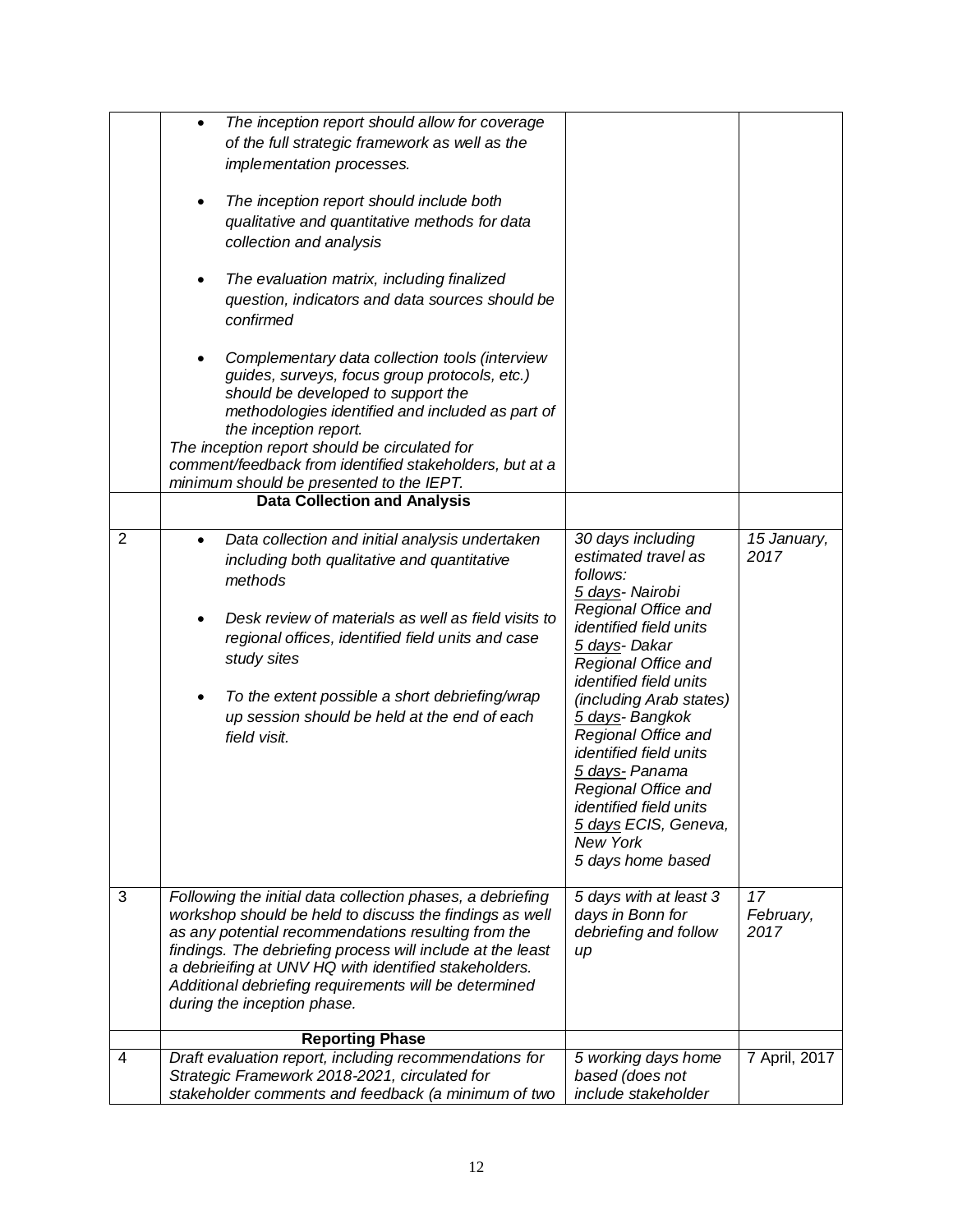| | | | |
|---|---|---|---|
| | • *The inception report should allow for coverage of the full strategic framework as well as the implementation processes.*<br><br>• *The inception report should include both qualitative and quantitative methods for data collection and analysis*<br><br>• *The evaluation matrix, including finalized question, indicators and data sources should be confirmed*<br><br>• *Complementary data collection tools (interview guides, surveys, focus group protocols, etc.) should be developed to support the methodologies identified and included as part of the inception report.*<br>*The inception report should be circulated for comment/feedback from identified stakeholders, but at a minimum should be presented to the IEPT.* | | |
| | **Data Collection and Analysis** | | |
| 2 | • *Data collection and initial analysis undertaken including both qualitative and quantitative methods*<br><br>• *Desk review of materials as well as field visits to regional offices, identified field units and case study sites*<br><br>• *To the extent possible a short debriefing/wrap up session should be held at the end of each field visit.* | *30 days including estimated travel as follows:*<br>*5 days- Nairobi Regional Office and identified field units*<br>*5 days- Dakar Regional Office and identified field units (including Arab states)*<br>*5 days- Bangkok Regional Office and identified field units*<br>*5 days- Panama Regional Office and identified field units*<br>*5 days ECIS, Geneva, New York*<br>*5 days home based* | *15 January, 2017* |
| 3 | *Following the initial data collection phases, a debriefing workshop should be held to discuss the findings as well as any potential recommendations resulting from the findings. The debriefing process will include at the least a debrieifing at UNV HQ with identified stakeholders. Additional debriefing requirements will be determined during the inception phase.* | *5 days with at least 3 days in Bonn for debriefing and follow up* | *17 February, 2017* |
| | **Reporting Phase** | | |
| 4 | *Draft evaluation report, including recommendations for Strategic Framework 2018-2021, circulated for stakeholder comments and feedback (a minimum of two* | *5 working days home based (does not include stakeholder* | 7 April, 2017 |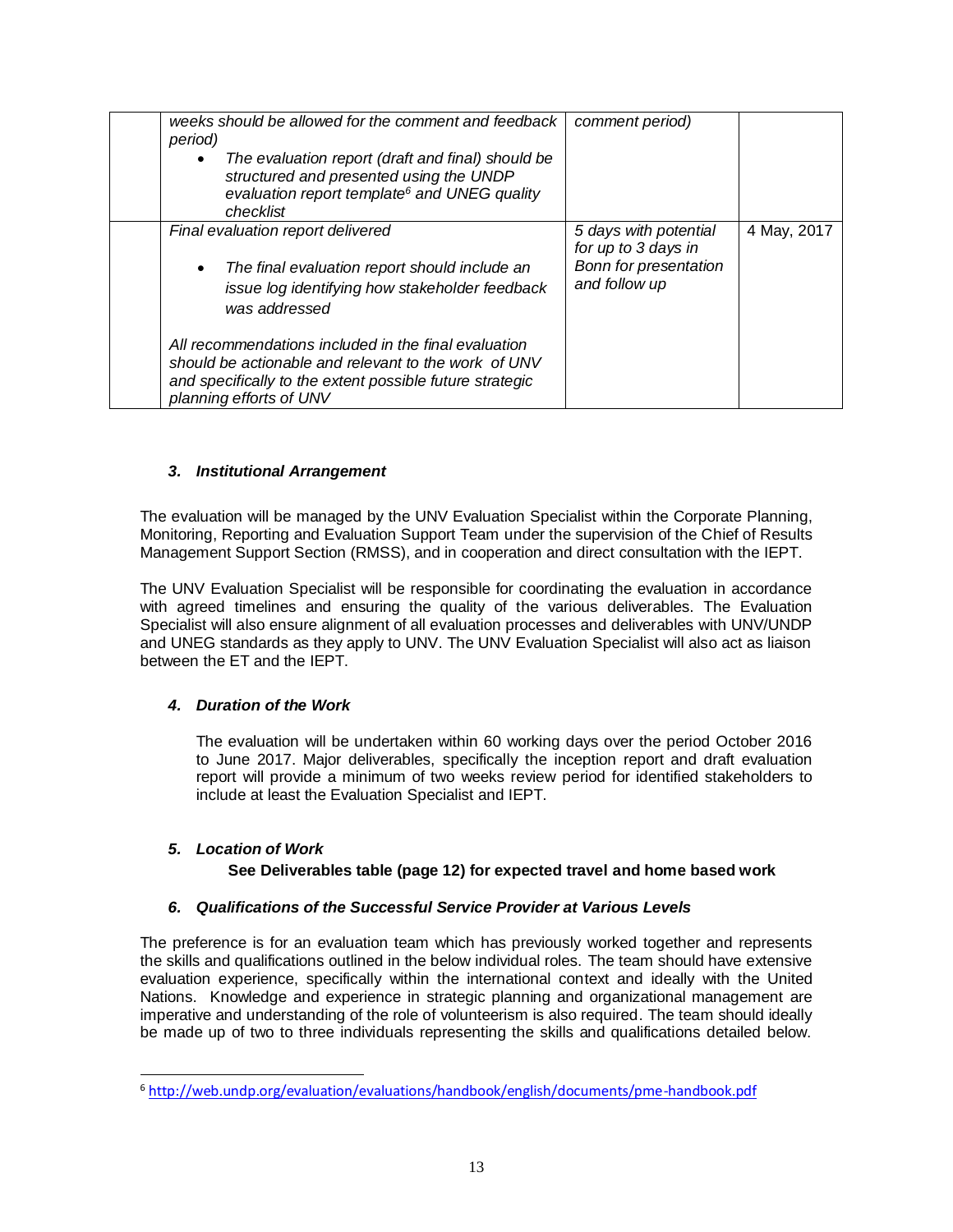| | | | |
|---|---|---|---|
| | *weeks should be allowed for the comment and feedback period)*<br>• *The evaluation report (draft and final) should be structured and presented using the UNDP evaluation report template[6] and UNEG quality checklist* | *comment period)* | |
| | *Final evaluation report delivered*<br>• *The final evaluation report should include an issue log identifying how stakeholder feedback was addressed*<br><br>*All recommendations included in the final evaluation should be actionable and relevant to the work of UNV and specifically to the extent possible future strategic planning efforts of UNV* | *5 days with potential for up to 3 days in Bonn for presentation and follow up* | 4 May, 2017 |

### *3. Institutional Arrangement*

The evaluation will be managed by the UNV Evaluation Specialist within the Corporate Planning, Monitoring, Reporting and Evaluation Support Team under the supervision of the Chief of Results Management Support Section (RMSS), and in cooperation and direct consultation with the IEPT.

The UNV Evaluation Specialist will be responsible for coordinating the evaluation in accordance with agreed timelines and ensuring the quality of the various deliverables. The Evaluation Specialist will also ensure alignment of all evaluation processes and deliverables with UNV/UNDP and UNEG standards as they apply to UNV. The UNV Evaluation Specialist will also act as liaison between the ET and the IEPT.

### *4. Duration of the Work*

The evaluation will be undertaken within 60 working days over the period October 2016 to June 2017. Major deliverables, specifically the inception report and draft evaluation report will provide a minimum of two weeks review period for identified stakeholders to include at least the Evaluation Specialist and IEPT.

### *5. Location of Work*

**See Deliverables table (page 12) for expected travel and home based work**

### *6. Qualifications of the Successful Service Provider at Various Levels*

The preference is for an evaluation team which has previously worked together and represents the skills and qualifications outlined in the below individual roles. The team should have extensive evaluation experience, specifically within the international context and ideally with the United Nations. Knowledge and experience in strategic planning and organizational management are imperative and understanding of the role of volunteerism is also required. The team should ideally be made up of two to three individuals representing the skills and qualifications detailed below.

---

[6] http://web.undp.org/evaluation/evaluations/handbook/english/documents/pme-handbook.pdf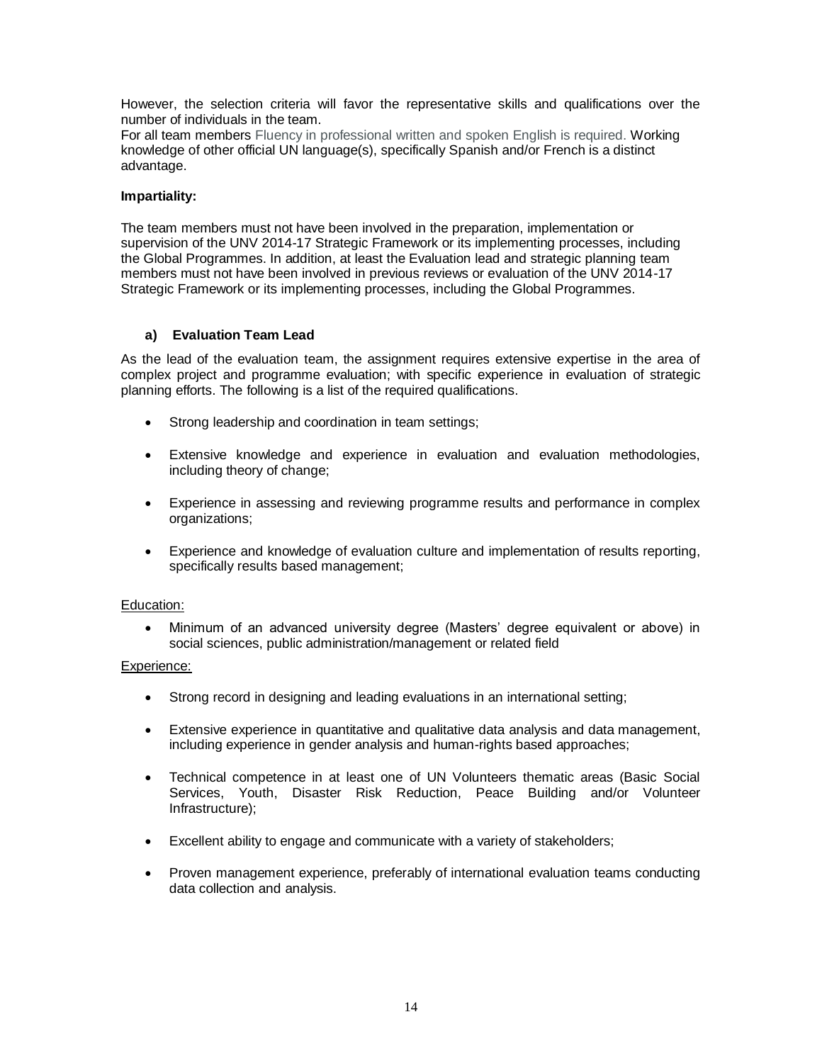However, the selection criteria will favor the representative skills and qualifications over the number of individuals in the team.
For all team members Fluency in professional written and spoken English is required. Working knowledge of other official UN language(s), specifically Spanish and/or French is a distinct advantage.

**Impartiality:**

The team members must not have been involved in the preparation, implementation or supervision of the UNV 2014-17 Strategic Framework or its implementing processes, including the Global Programmes. In addition, at least the Evaluation lead and strategic planning team members must not have been involved in previous reviews or evaluation of the UNV 2014-17 Strategic Framework or its implementing processes, including the Global Programmes.

### a) Evaluation Team Lead

As the lead of the evaluation team, the assignment requires extensive expertise in the area of complex project and programme evaluation; with specific experience in evaluation of strategic planning efforts. The following is a list of the required qualifications.

- Strong leadership and coordination in team settings;
- Extensive knowledge and experience in evaluation and evaluation methodologies, including theory of change;
- Experience in assessing and reviewing programme results and performance in complex organizations;
- Experience and knowledge of evaluation culture and implementation of results reporting, specifically results based management;

Education:

- Minimum of an advanced university degree (Masters' degree equivalent or above) in social sciences, public administration/management or related field

Experience:

- Strong record in designing and leading evaluations in an international setting;
- Extensive experience in quantitative and qualitative data analysis and data management, including experience in gender analysis and human-rights based approaches;
- Technical competence in at least one of UN Volunteers thematic areas (Basic Social Services, Youth, Disaster Risk Reduction, Peace Building and/or Volunteer Infrastructure);
- Excellent ability to engage and communicate with a variety of stakeholders;
- Proven management experience, preferably of international evaluation teams conducting data collection and analysis.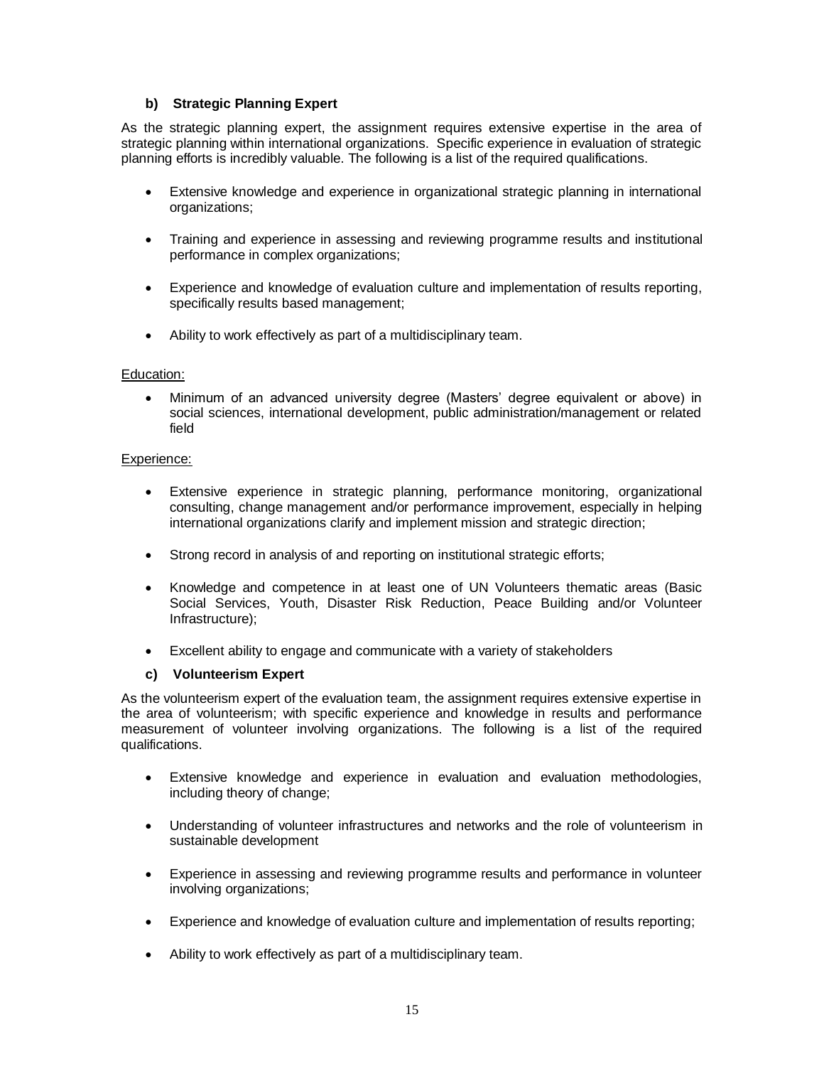### b) Strategic Planning Expert

As the strategic planning expert, the assignment requires extensive expertise in the area of strategic planning within international organizations. Specific experience in evaluation of strategic planning efforts is incredibly valuable. The following is a list of the required qualifications.

- Extensive knowledge and experience in organizational strategic planning in international organizations;
- Training and experience in assessing and reviewing programme results and institutional performance in complex organizations;
- Experience and knowledge of evaluation culture and implementation of results reporting, specifically results based management;
- Ability to work effectively as part of a multidisciplinary team.

<u>Education:</u>

- Minimum of an advanced university degree (Masters' degree equivalent or above) in social sciences, international development, public administration/management or related field

<u>Experience:</u>

- Extensive experience in strategic planning, performance monitoring, organizational consulting, change management and/or performance improvement, especially in helping international organizations clarify and implement mission and strategic direction;
- Strong record in analysis of and reporting on institutional strategic efforts;
- Knowledge and competence in at least one of UN Volunteers thematic areas (Basic Social Services, Youth, Disaster Risk Reduction, Peace Building and/or Volunteer Infrastructure);
- Excellent ability to engage and communicate with a variety of stakeholders

### c) Volunteerism Expert

As the volunteerism expert of the evaluation team, the assignment requires extensive expertise in the area of volunteerism; with specific experience and knowledge in results and performance measurement of volunteer involving organizations. The following is a list of the required qualifications.

- Extensive knowledge and experience in evaluation and evaluation methodologies, including theory of change;
- Understanding of volunteer infrastructures and networks and the role of volunteerism in sustainable development
- Experience in assessing and reviewing programme results and performance in volunteer involving organizations;
- Experience and knowledge of evaluation culture and implementation of results reporting;
- Ability to work effectively as part of a multidisciplinary team.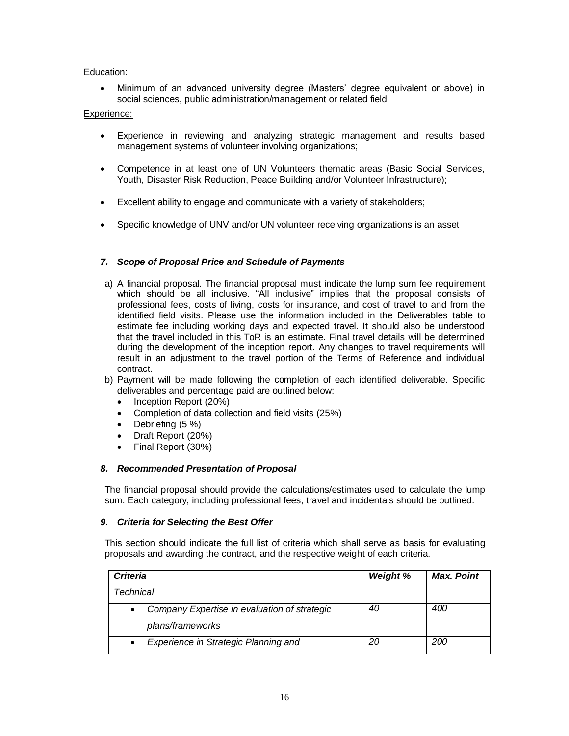Education:

- Minimum of an advanced university degree (Masters' degree equivalent or above) in social sciences, public administration/management or related field

Experience:

- Experience in reviewing and analyzing strategic management and results based management systems of volunteer involving organizations;

- Competence in at least one of UN Volunteers thematic areas (Basic Social Services, Youth, Disaster Risk Reduction, Peace Building and/or Volunteer Infrastructure);

- Excellent ability to engage and communicate with a variety of stakeholders;

- Specific knowledge of UNV and/or UN volunteer receiving organizations is an asset

### *7. Scope of Proposal Price and Schedule of Payments*

a) A financial proposal. The financial proposal must indicate the lump sum fee requirement which should be all inclusive. "All inclusive" implies that the proposal consists of professional fees, costs of living, costs for insurance, and cost of travel to and from the identified field visits. Please use the information included in the Deliverables table to estimate fee including working days and expected travel. It should also be understood that the travel included in this ToR is an estimate. Final travel details will be determined during the development of the inception report. Any changes to travel requirements will result in an adjustment to the travel portion of the Terms of Reference and individual contract.

b) Payment will be made following the completion of each identified deliverable. Specific deliverables and percentage paid are outlined below:
   - Inception Report (20%)
   - Completion of data collection and field visits (25%)
   - Debriefing (5 %)
   - Draft Report (20%)
   - Final Report (30%)

### *8. Recommended Presentation of Proposal*

The financial proposal should provide the calculations/estimates used to calculate the lump sum. Each category, including professional fees, travel and incidentals should be outlined.

### *9. Criteria for Selecting the Best Offer*

This section should indicate the full list of criteria which shall serve as basis for evaluating proposals and awarding the contract, and the respective weight of each criteria.

| *Criteria* | *Weight %* | *Max. Point* |
|---|---|---|
| *Technical* | | |
| • *Company Expertise in evaluation of strategic plans/frameworks* | *40* | *400* |
| • *Experience in Strategic Planning and* | *20* | *200* |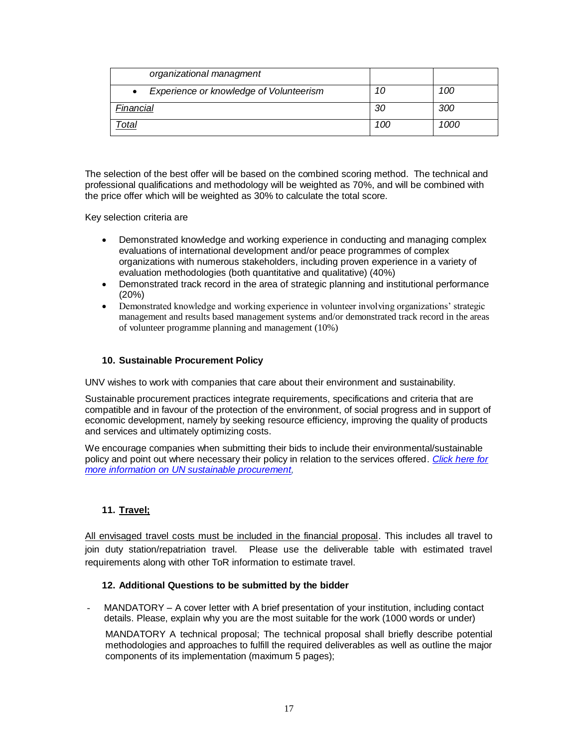| | | |
|---|---|---|
| *organizational managment* | | |
| • *Experience or knowledge of Volunteerism* | *10* | *100* |
| *Financial* | *30* | *300* |
| *Total* | *100* | *1000* |

The selection of the best offer will be based on the combined scoring method. The technical and professional qualifications and methodology will be weighted as 70%, and will be combined with the price offer which will be weighted as 30% to calculate the total score.

Key selection criteria are

- Demonstrated knowledge and working experience in conducting and managing complex evaluations of international development and/or peace programmes of complex organizations with numerous stakeholders, including proven experience in a variety of evaluation methodologies (both quantitative and qualitative) (40%)
- Demonstrated track record in the area of strategic planning and institutional performance (20%)
- Demonstrated knowledge and working experience in volunteer involving organizations' strategic management and results based management systems and/or demonstrated track record in the areas of volunteer programme planning and management (10%)

### 10. Sustainable Procurement Policy

UNV wishes to work with companies that care about their environment and sustainability.

Sustainable procurement practices integrate requirements, specifications and criteria that are compatible and in favour of the protection of the environment, of social progress and in support of economic development, namely by seeking resource efficiency, improving the quality of products and services and ultimately optimizing costs.

We encourage companies when submitting their bids to include their environmental/sustainable policy and point out where necessary their policy in relation to the services offered. *Click here for more information on UN sustainable procurement,*

### 11. Travel;

All envisaged travel costs must be included in the financial proposal. This includes all travel to join duty station/repatriation travel. Please use the deliverable table with estimated travel requirements along with other ToR information to estimate travel.

### 12. Additional Questions to be submitted by the bidder

- MANDATORY – A cover letter with A brief presentation of your institution, including contact details. Please, explain why you are the most suitable for the work (1000 words or under)

  MANDATORY A technical proposal; The technical proposal shall briefly describe potential methodologies and approaches to fulfill the required deliverables as well as outline the major components of its implementation (maximum 5 pages);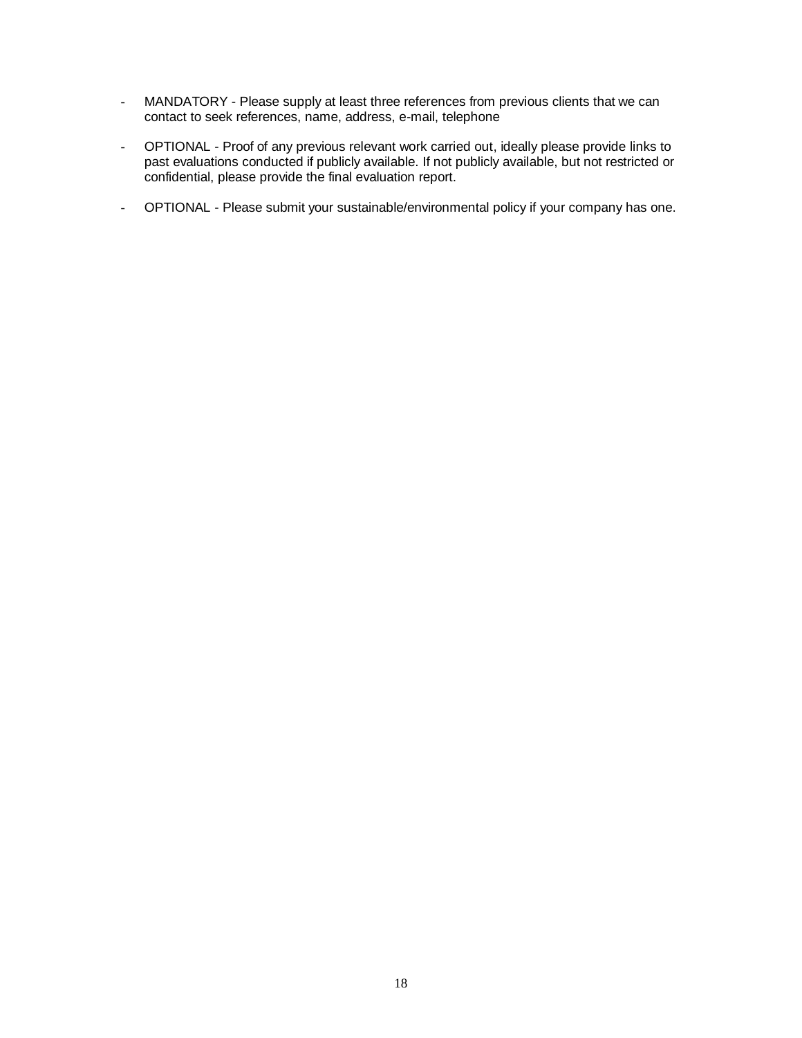- MANDATORY - Please supply at least three references from previous clients that we can contact to seek references, name, address, e-mail, telephone

- OPTIONAL - Proof of any previous relevant work carried out, ideally please provide links to past evaluations conducted if publicly available. If not publicly available, but not restricted or confidential, please provide the final evaluation report.

- OPTIONAL - Please submit your sustainable/environmental policy if your company has one.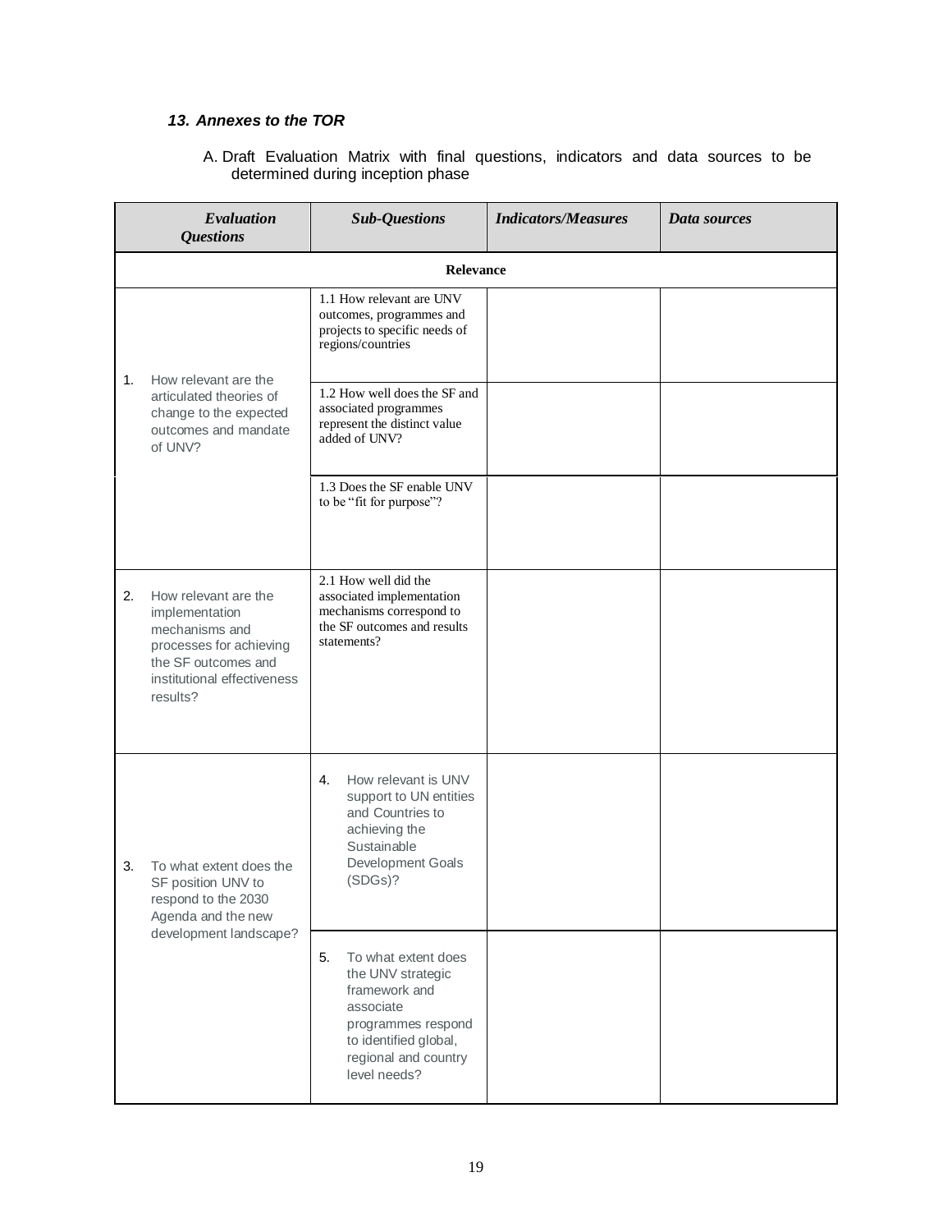### *13. Annexes to the TOR*

A. Draft Evaluation Matrix with final questions, indicators and data sources to be determined during inception phase

| ***Evaluation Questions*** | ***Sub-Questions*** | ***Indicators/Measures*** | ***Data sources*** |
|---|---|---|---|
| **Relevance** | | | |
| 1. How relevant are the articulated theories of change to the expected outcomes and mandate of UNV? | 1.1 How relevant are UNV outcomes, programmes and projects to specific needs of regions/countries | | |
| | 1.2 How well does the SF and associated programmes represent the distinct value added of UNV? | | |
| | 1.3 Does the SF enable UNV to be "fit for purpose"? | | |
| 2. How relevant are the implementation mechanisms and processes for achieving the SF outcomes and institutional effectiveness results? | 2.1 How well did the associated implementation mechanisms correspond to the SF outcomes and results statements? | | |
| 3. To what extent does the SF position UNV to respond to the 2030 Agenda and the new development landscape? | 4. How relevant is UNV support to UN entities and Countries to achieving the Sustainable Development Goals (SDGs)? | | |
| | 5. To what extent does the UNV strategic framework and associate programmes respond to identified global, regional and country level needs? | | |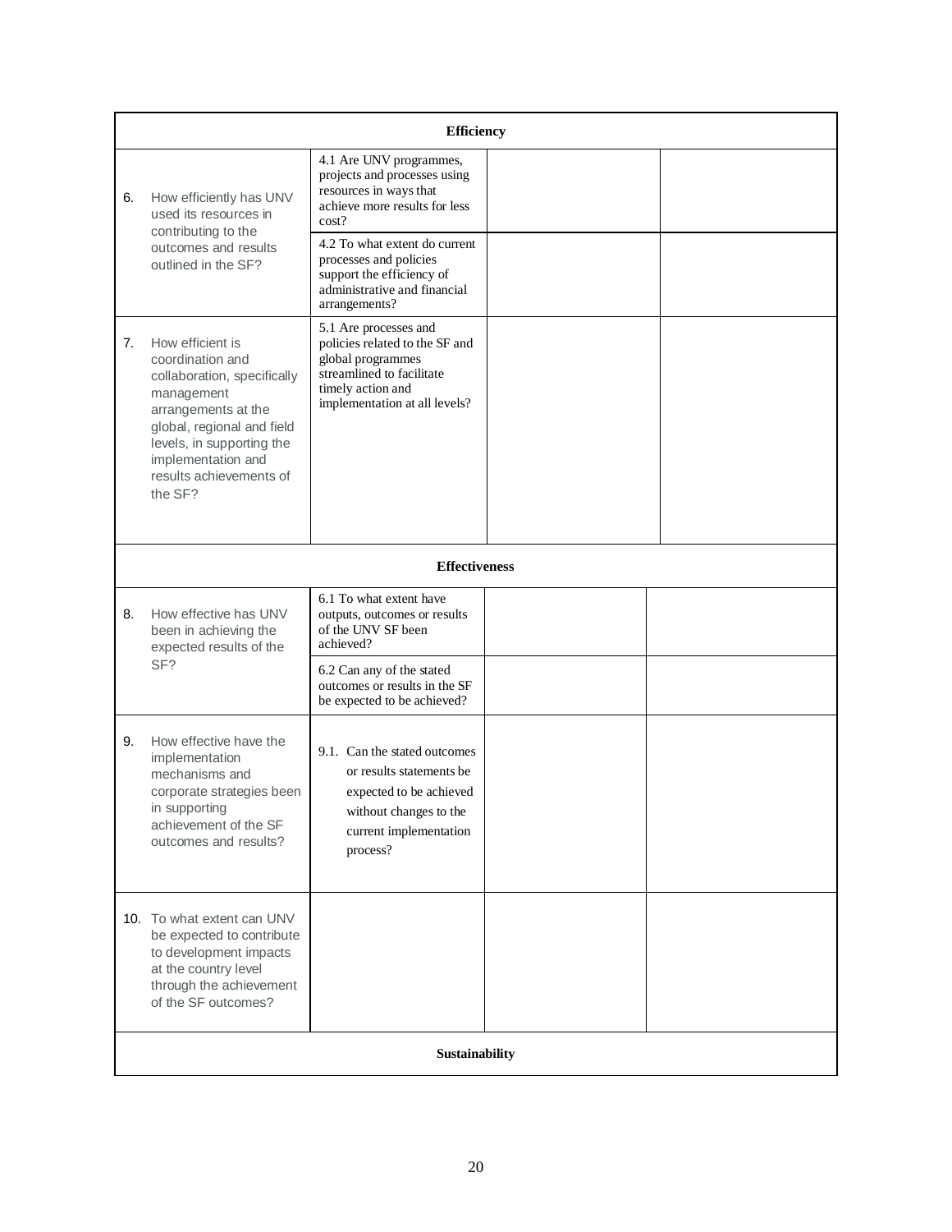| Efficiency | | | |
|---|---|---|---|
| 6. How efficiently has UNV used its resources in contributing to the outcomes and results outlined in the SF? | 4.1 Are UNV programmes, projects and processes using resources in ways that achieve more results for less cost? | | |
| | 4.2 To what extent do current processes and policies support the efficiency of administrative and financial arrangements? | | |
| 7. How efficient is coordination and collaboration, specifically management arrangements at the global, regional and field levels, in supporting the implementation and results achievements of the SF? | 5.1 Are processes and policies related to the SF and global programmes streamlined to facilitate timely action and implementation at all levels? | | |
| **Effectiveness** | | | |
| 8. How effective has UNV been in achieving the expected results of the SF? | 6.1 To what extent have outputs, outcomes or results of the UNV SF been achieved? | | |
| | 6.2 Can any of the stated outcomes or results in the SF be expected to be achieved? | | |
| 9. How effective have the implementation mechanisms and corporate strategies been in supporting achievement of the SF outcomes and results? | 9.1. Can the stated outcomes or results statements be expected to be achieved without changes to the current implementation process? | | |
| 10. To what extent can UNV be expected to contribute to development impacts at the country level through the achievement of the SF outcomes? | | | |
| **Sustainability** | | | |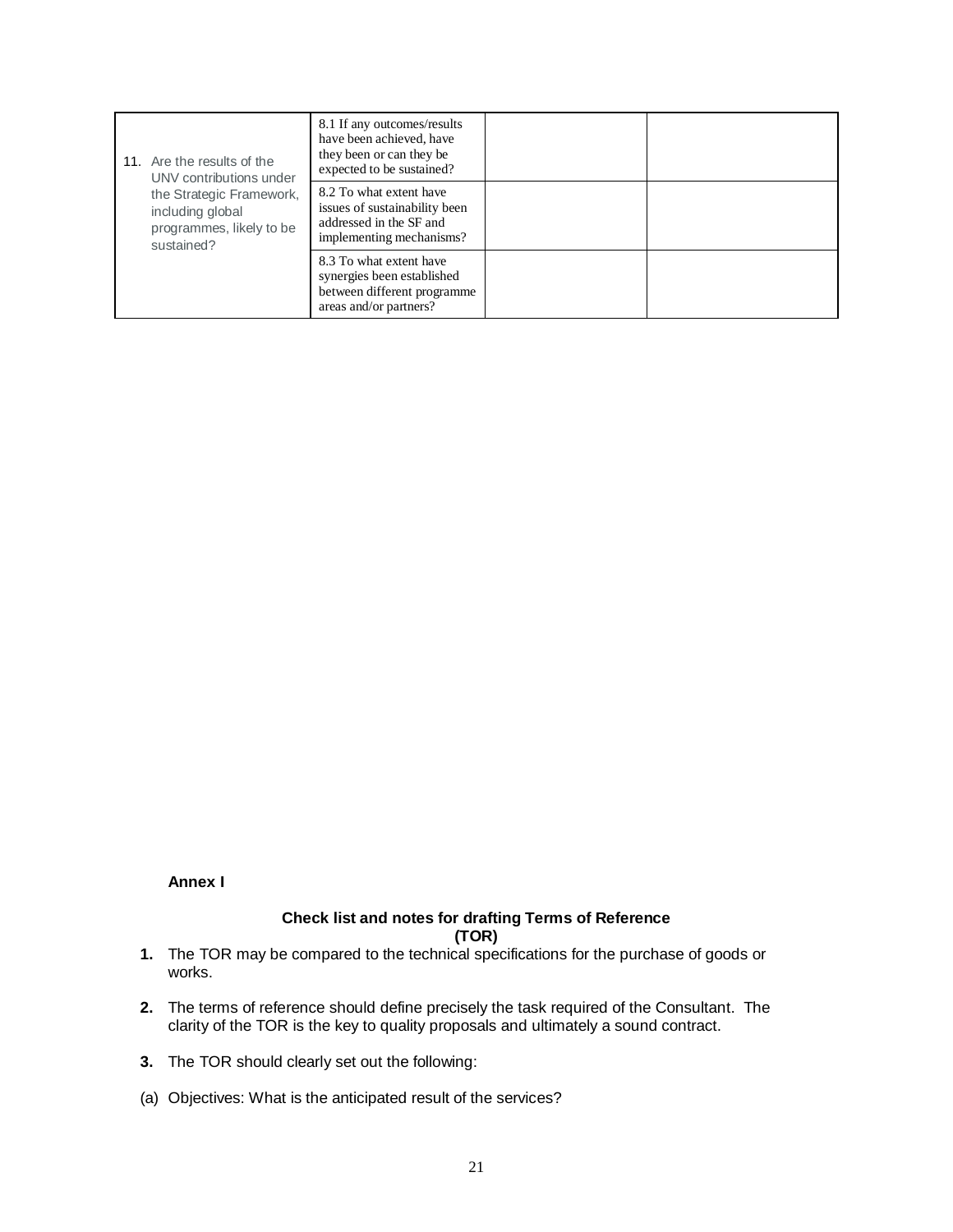| | | | |
|---|---|---|---|
| 11. Are the results of the UNV contributions under the Strategic Framework, including global programmes, likely to be sustained? | 8.1 If any outcomes/results have been achieved, have they been or can they be expected to be sustained? | | |
| | 8.2 To what extent have issues of sustainability been addressed in the SF and implementing mechanisms? | | |
| | 8.3 To what extent have synergies been established between different programme areas and/or partners? | | |

**Annex I**

**Check list and notes for drafting Terms of Reference (TOR)**

1. The TOR may be compared to the technical specifications for the purchase of goods or works.

2. The terms of reference should define precisely the task required of the Consultant. The clarity of the TOR is the key to quality proposals and ultimately a sound contract.

3. The TOR should clearly set out the following:

(a) Objectives: What is the anticipated result of the services?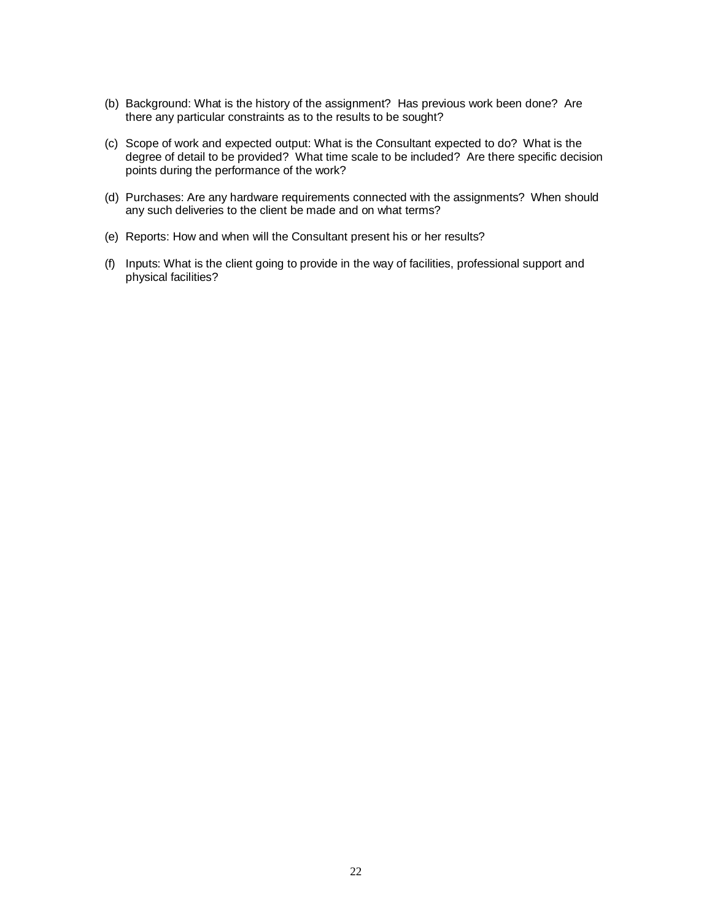(b) Background: What is the history of the assignment? Has previous work been done? Are there any particular constraints as to the results to be sought?

(c) Scope of work and expected output: What is the Consultant expected to do? What is the degree of detail to be provided? What time scale to be included? Are there specific decision points during the performance of the work?

(d) Purchases: Are any hardware requirements connected with the assignments? When should any such deliveries to the client be made and on what terms?

(e) Reports: How and when will the Consultant present his or her results?

(f) Inputs: What is the client going to provide in the way of facilities, professional support and physical facilities?